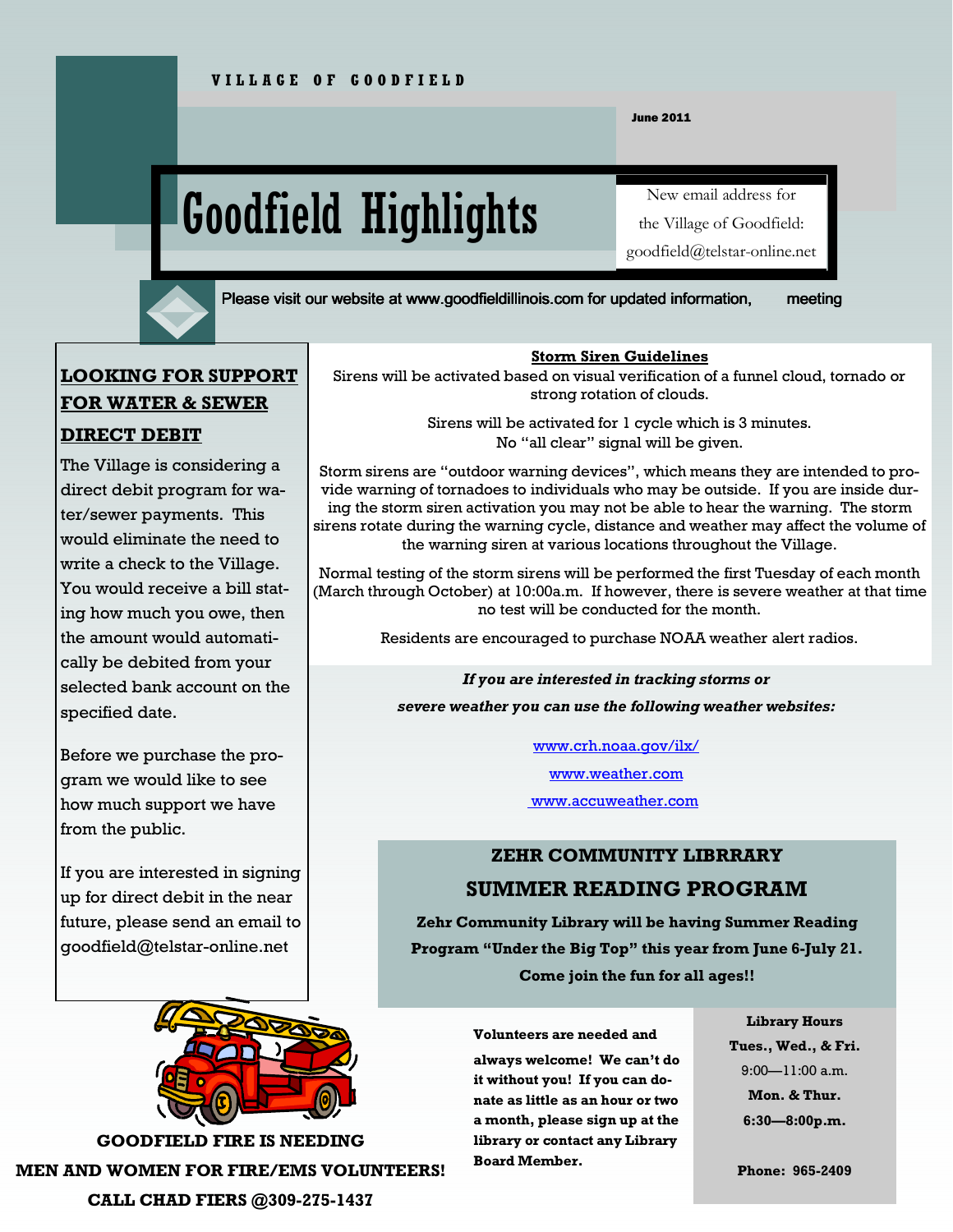VILLAGE OF GOODFIELD

June 2011

# Goodfield Highlights

New email address for the Village of Goodfield: goodfield@telstar-online.net

Please visit our website at www.goodfieldillinois.com for updated information, meeting

## LOOKING FOR SUPPORT FOR WATER & SEWER DIRECT DEBIT

The Village is considering a direct debit program for water/sewer payments. This would eliminate the need to write a check to the Village. You would receive a bill stating how much you owe, then the amount would automatically be debited from your selected bank account on the specified date.

Before we purchase the program we would like to see how much support we have from the public.

If you are interested in signing up for direct debit in the near future, please send an email to goodfield@telstar-online.net

## Storm Siren Guidelines

Sirens will be activated based on visual verification of a funnel cloud, tornado or strong rotation of clouds.

Sirens will be activated for 1 cycle which is 3 minutes.
No "all clear" signal will be given.

Storm sirens are "outdoor warning devices", which means they are intended to provide warning of tornadoes to individuals who may be outside. If you are inside during the storm siren activation you may not be able to hear the warning. The storm sirens rotate during the warning cycle, distance and weather may affect the volume of the warning siren at various locations throughout the Village.

Normal testing of the storm sirens will be performed the first Tuesday of each month (March through October) at 10:00a.m. If however, there is severe weather at that time no test will be conducted for the month.

Residents are encouraged to purchase NOAA weather alert radios.

***If you are interested in tracking storms or severe weather you can use the following weather websites:***

www.crh.noaa.gov/ilx/

www.weather.com

www.accuweather.com

## ZEHR COMMUNITY LIBRRARY SUMMER READING PROGRAM

**Zehr Community Library will be having Summer Reading Program "Under the Big Top" this year from June 6-July 21. Come join the fun for all ages!!**

**Volunteers are needed and always welcome! We can't do it without you! If you can donate as little as an hour or two a month, please sign up at the library or contact any Library Board Member.**

**Library Hours**
**Tues., Wed., & Fri.**
9:00—11:00 a.m.
**Mon. & Thur.**
**6:30—8:00p.m.**

**Phone: 965-2409**

**GOODFIELD FIRE IS NEEDING MEN AND WOMEN FOR FIRE/EMS VOLUNTEERS! CALL CHAD FIERS @309-275-1437**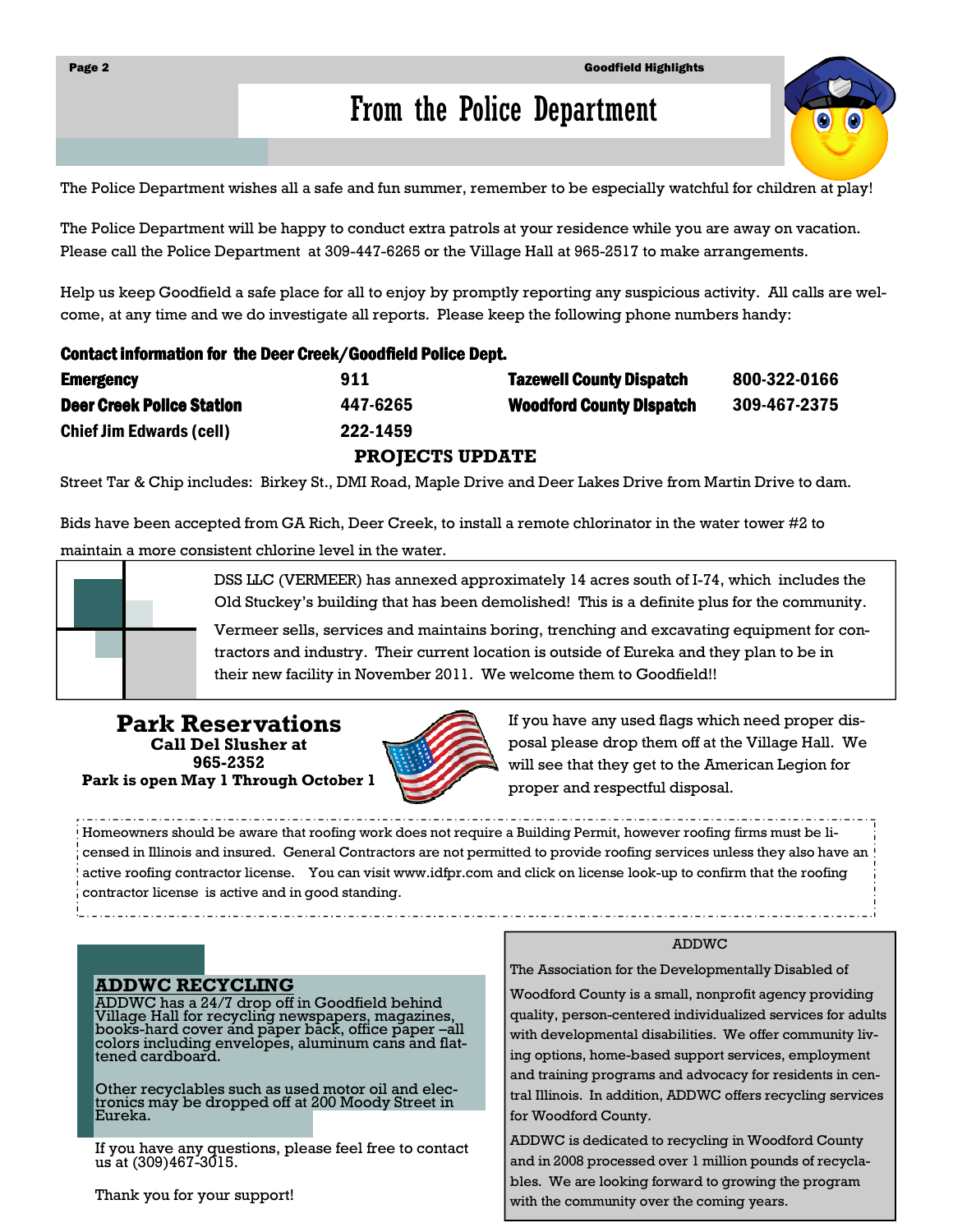# From the Police Department

The Police Department wishes all a safe and fun summer, remember to be especially watchful for children at play!

The Police Department will be happy to conduct extra patrols at your residence while you are away on vacation. Please call the Police Department at 309-447-6265 or the Village Hall at 965-2517 to make arrangements.

Help us keep Goodfield a safe place for all to enjoy by promptly reporting any suspicious activity. All calls are welcome, at any time and we do investigate all reports. Please keep the following phone numbers handy:

**Contact information for the Deer Creek/Goodfield Police Dept.**

| | | | |
|---|---|---|---|
| **Emergency** | **911** | **Tazewell County Dispatch** | **800-322-0166** |
| **Deer Creek Police Station** | **447-6265** | **Woodford County Dispatch** | **309-467-2375** |
| **Chief Jim Edwards (cell)** | **222-1459** | | |

## PROJECTS UPDATE

Street Tar & Chip includes: Birkey St., DMI Road, Maple Drive and Deer Lakes Drive from Martin Drive to dam.

Bids have been accepted from GA Rich, Deer Creek, to install a remote chlorinator in the water tower #2 to maintain a more consistent chlorine level in the water.

DSS LLC (VERMEER) has annexed approximately 14 acres south of I-74, which includes the Old Stuckey's building that has been demolished! This is a definite plus for the community.

Vermeer sells, services and maintains boring, trenching and excavating equipment for contractors and industry. Their current location is outside of Eureka and they plan to be in their new facility in November 2011. We welcome them to Goodfield!!

## Park Reservations

**Call Del Slusher at 965-2352**
**Park is open May 1 Through October 1**

If you have any used flags which need proper disposal please drop them off at the Village Hall. We will see that they get to the American Legion for proper and respectful disposal.

Homeowners should be aware that roofing work does not require a Building Permit, however roofing firms must be licensed in Illinois and insured. General Contractors are not permitted to provide roofing services unless they also have an active roofing contractor license. You can visit www.idfpr.com and click on license look-up to confirm that the roofing contractor license is active and in good standing.

## ADDWC RECYCLING

ADDWC has a 24/7 drop off in Goodfield behind Village Hall for recycling newspapers, magazines, books-hard cover and paper back, office paper –all colors including envelopes, aluminum cans and flattened cardboard.

Other recyclables such as used motor oil and electronics may be dropped off at 200 Moody Street in Eureka.

If you have any questions, please feel free to contact us at (309)467-3015.

Thank you for your support!

## ADDWC

The Association for the Developmentally Disabled of Woodford County is a small, nonprofit agency providing quality, person-centered individualized services for adults with developmental disabilities. We offer community living options, home-based support services, employment and training programs and advocacy for residents in central Illinois. In addition, ADDWC offers recycling services for Woodford County.

ADDWC is dedicated to recycling in Woodford County and in 2008 processed over 1 million pounds of recyclables. We are looking forward to growing the program with the community over the coming years.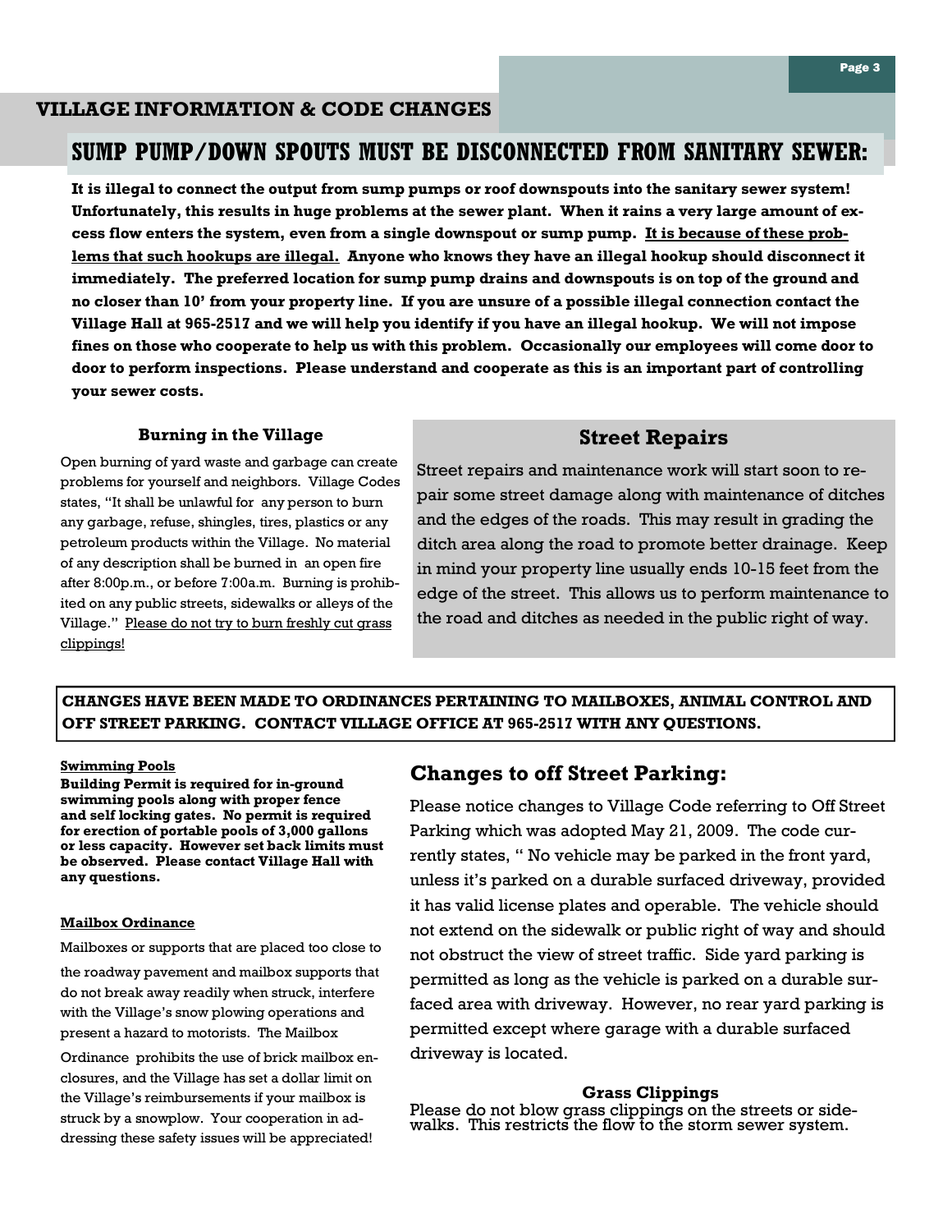## VILLAGE INFORMATION & CODE CHANGES

# SUMP PUMP/DOWN SPOUTS MUST BE DISCONNECTED FROM SANITARY SEWER:

**It is illegal to connect the output from sump pumps or roof downspouts into the sanitary sewer system! Unfortunately, this results in huge problems at the sewer plant. When it rains a very large amount of excess flow enters the system, even from a single downspout or sump pump. <u>It is because of these problems that such hookups are illegal.</u> Anyone who knows they have an illegal hookup should disconnect it immediately. The preferred location for sump pump drains and downspouts is on top of the ground and no closer than 10' from your property line. If you are unsure of a possible illegal connection contact the Village Hall at 965-2517 and we will help you identify if you have an illegal hookup. We will not impose fines on those who cooperate to help us with this problem. Occasionally our employees will come door to door to perform inspections. Please understand and cooperate as this is an important part of controlling your sewer costs.**

### Burning in the Village

Open burning of yard waste and garbage can create problems for yourself and neighbors. Village Codes states, "It shall be unlawful for any person to burn any garbage, refuse, shingles, tires, plastics or any petroleum products within the Village. No material of any description shall be burned in an open fire after 8:00p.m., or before 7:00a.m. Burning is prohibited on any public streets, sidewalks or alleys of the Village." <u>Please do not try to burn freshly cut grass clippings!</u>

### Street Repairs

Street repairs and maintenance work will start soon to repair some street damage along with maintenance of ditches and the edges of the roads. This may result in grading the ditch area along the road to promote better drainage. Keep in mind your property line usually ends 10-15 feet from the edge of the street. This allows us to perform maintenance to the road and ditches as needed in the public right of way.

**CHANGES HAVE BEEN MADE TO ORDINANCES PERTAINING TO MAILBOXES, ANIMAL CONTROL AND OFF STREET PARKING. CONTACT VILLAGE OFFICE AT 965-2517 WITH ANY QUESTIONS.**

**<u>Swimming Pools</u>**

**Building Permit is required for in-ground swimming pools along with proper fence and self locking gates. No permit is required for erection of portable pools of 3,000 gallons or less capacity. However set back limits must be observed. Please contact Village Hall with any questions.**

**<u>Mailbox Ordinance</u>**

Mailboxes or supports that are placed too close to the roadway pavement and mailbox supports that do not break away readily when struck, interfere with the Village's snow plowing operations and present a hazard to motorists. The Mailbox Ordinance prohibits the use of brick mailbox enclosures, and the Village has set a dollar limit on the Village's reimbursements if your mailbox is struck by a snowplow. Your cooperation in addressing these safety issues will be appreciated!

## Changes to off Street Parking:

Please notice changes to Village Code referring to Off Street Parking which was adopted May 21, 2009. The code currently states, " No vehicle may be parked in the front yard, unless it's parked on a durable surfaced driveway, provided it has valid license plates and operable. The vehicle should not extend on the sidewalk or public right of way and should not obstruct the view of street traffic. Side yard parking is permitted as long as the vehicle is parked on a durable surfaced area with driveway. However, no rear yard parking is permitted except where garage with a durable surfaced driveway is located.

### Grass Clippings

Please do not blow grass clippings on the streets or sidewalks. This restricts the flow to the storm sewer system.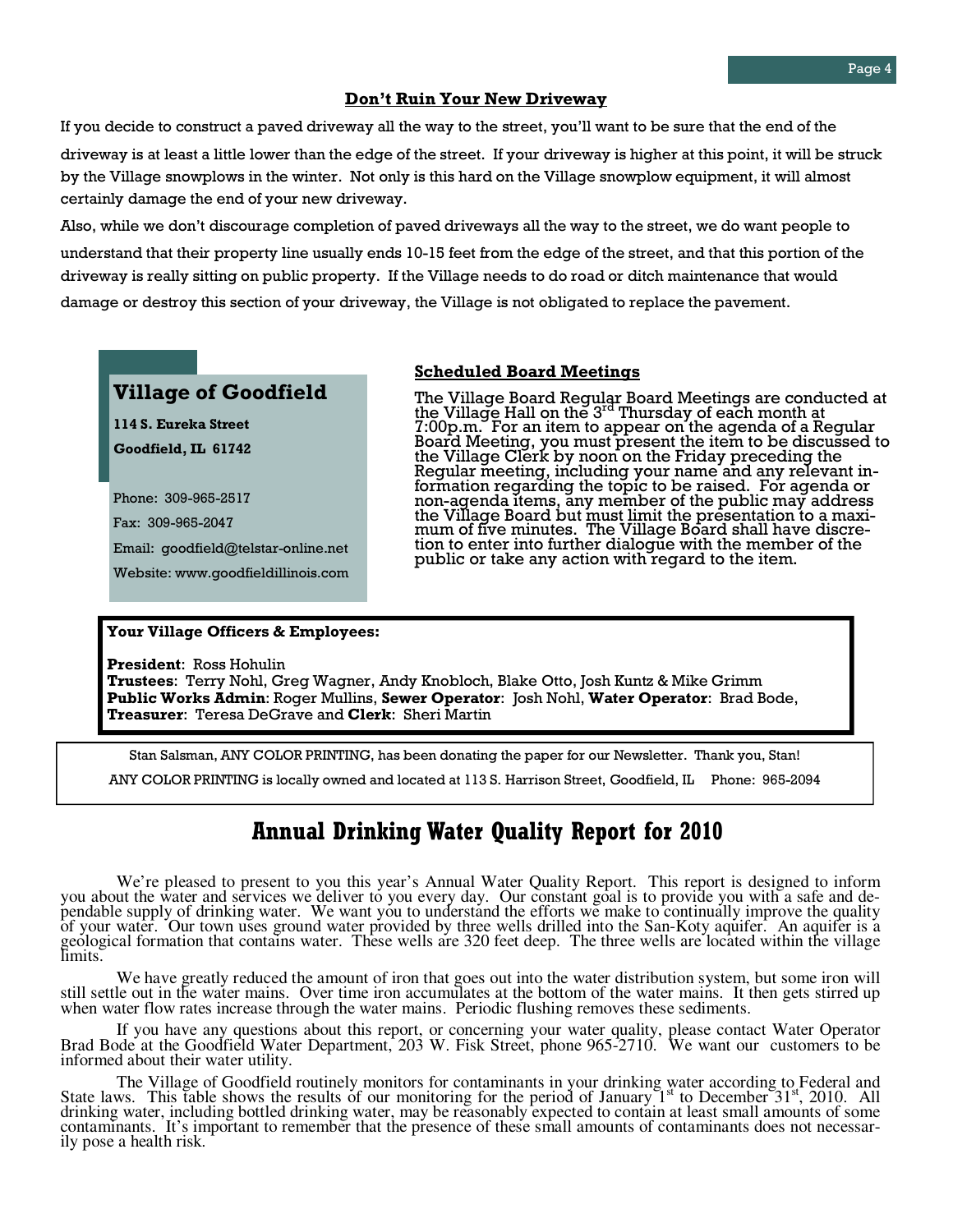### Don't Ruin Your New Driveway

If you decide to construct a paved driveway all the way to the street, you'll want to be sure that the end of the driveway is at least a little lower than the edge of the street. If your driveway is higher at this point, it will be struck by the Village snowplows in the winter. Not only is this hard on the Village snowplow equipment, it will almost certainly damage the end of your new driveway.

Also, while we don't discourage completion of paved driveways all the way to the street, we do want people to understand that their property line usually ends 10-15 feet from the edge of the street, and that this portion of the driveway is really sitting on public property. If the Village needs to do road or ditch maintenance that would damage or destroy this section of your driveway, the Village is not obligated to replace the pavement.

### Village of Goodfield

**114 S. Eureka Street**

**Goodfield, IL 61742**

Phone: 309-965-2517

Fax: 309-965-2047

Email: goodfield@telstar-online.net

Website: www.goodfieldillinois.com

### Scheduled Board Meetings

The Village Board Regular Board Meetings are conducted at the Village Hall on the 3rd Thursday of each month at 7:00p.m. For an item to appear on the agenda of a Regular Board Meeting, you must present the item to be discussed to the Village Clerk by noon on the Friday preceding the Regular meeting, including your name and any relevant information regarding the topic to be raised. For agenda or non-agenda items, any member of the public may address the Village Board but must limit the presentation to a maximum of five minutes. The Village Board shall have discretion to enter into further dialogue with the member of the public or take any action with regard to the item.

**Your Village Officers & Employees:**

**President**: Ross Hohulin
**Trustees**: Terry Nohl, Greg Wagner, Andy Knobloch, Blake Otto, Josh Kuntz & Mike Grimm
**Public Works Admin**: Roger Mullins, **Sewer Operator**: Josh Nohl, **Water Operator**: Brad Bode,
**Treasurer**: Teresa DeGrave and **Clerk**: Sheri Martin

Stan Salsman, ANY COLOR PRINTING, has been donating the paper for our Newsletter. Thank you, Stan!

ANY COLOR PRINTING is locally owned and located at 113 S. Harrison Street, Goodfield, IL Phone: 965-2094

## Annual Drinking Water Quality Report for 2010

We're pleased to present to you this year's Annual Water Quality Report. This report is designed to inform you about the water and services we deliver to you every day. Our constant goal is to provide you with a safe and dependable supply of drinking water. We want you to understand the efforts we make to continually improve the quality of your water. Our town uses ground water provided by three wells drilled into the San-Koty aquifer. An aquifer is a geological formation that contains water. These wells are 320 feet deep. The three wells are located within the village limits.

We have greatly reduced the amount of iron that goes out into the water distribution system, but some iron will still settle out in the water mains. Over time iron accumulates at the bottom of the water mains. It then gets stirred up when water flow rates increase through the water mains. Periodic flushing removes these sediments.

If you have any questions about this report, or concerning your water quality, please contact Water Operator Brad Bode at the Goodfield Water Department, 203 W. Fisk Street, phone 965-2710. We want our customers to be informed about their water utility.

The Village of Goodfield routinely monitors for contaminants in your drinking water according to Federal and State laws. This table shows the results of our monitoring for the period of January 1st to December 31st, 2010. All drinking water, including bottled drinking water, may be reasonably expected to contain at least small amounts of some contaminants. It's important to remember that the presence of these small amounts of contaminants does not necessarily pose a health risk.